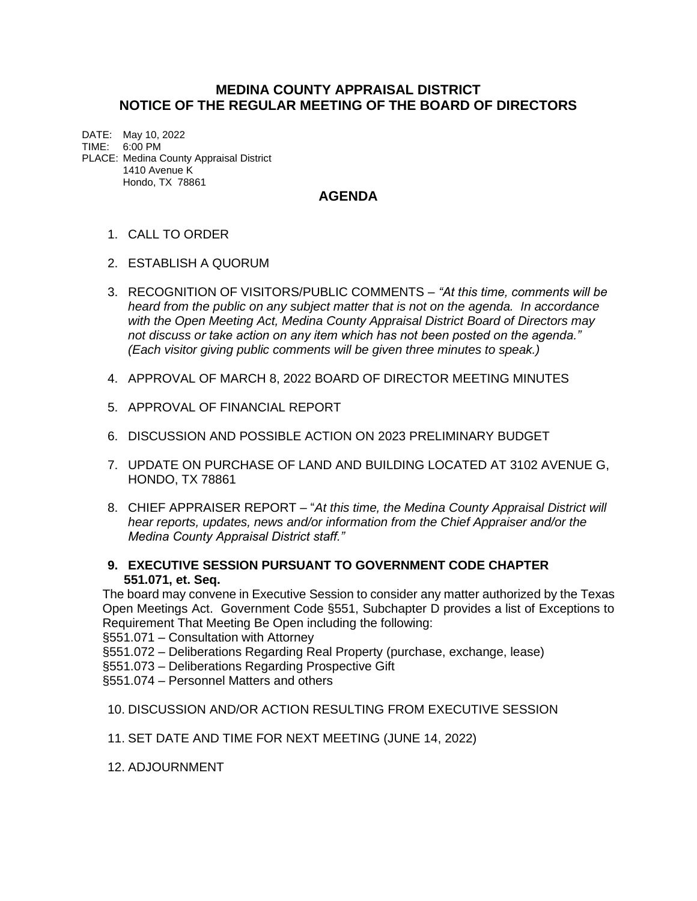# MEDINA COUNTY APPRAISAL DISTRICT
# NOTICE OF THE REGULAR MEETING OF THE BOARD OF DIRECTORS

DATE: May 10, 2022
TIME: 6:00 PM
PLACE: Medina County Appraisal District
1410 Avenue K
Hondo, TX 78861

## AGENDA

1. CALL TO ORDER

2. ESTABLISH A QUORUM

3. RECOGNITION OF VISITORS/PUBLIC COMMENTS – *"At this time, comments will be heard from the public on any subject matter that is not on the agenda. In accordance with the Open Meeting Act, Medina County Appraisal District Board of Directors may not discuss or take action on any item which has not been posted on the agenda." (Each visitor giving public comments will be given three minutes to speak.)*

4. APPROVAL OF MARCH 8, 2022 BOARD OF DIRECTOR MEETING MINUTES

5. APPROVAL OF FINANCIAL REPORT

6. DISCUSSION AND POSSIBLE ACTION ON 2023 PRELIMINARY BUDGET

7. UPDATE ON PURCHASE OF LAND AND BUILDING LOCATED AT 3102 AVENUE G, HONDO, TX 78861

8. CHIEF APPRAISER REPORT – "*At this time, the Medina County Appraisal District will hear reports, updates, news and/or information from the Chief Appraiser and/or the Medina County Appraisal District staff."*

9. **EXECUTIVE SESSION PURSUANT TO GOVERNMENT CODE CHAPTER 551.071, et. Seq.**

The board may convene in Executive Session to consider any matter authorized by the Texas Open Meetings Act. Government Code §551, Subchapter D provides a list of Exceptions to Requirement That Meeting Be Open including the following:

§551.071 – Consultation with Attorney
§551.072 – Deliberations Regarding Real Property (purchase, exchange, lease)
§551.073 – Deliberations Regarding Prospective Gift
§551.074 – Personnel Matters and others

10. DISCUSSION AND/OR ACTION RESULTING FROM EXECUTIVE SESSION

11. SET DATE AND TIME FOR NEXT MEETING (JUNE 14, 2022)

12. ADJOURNMENT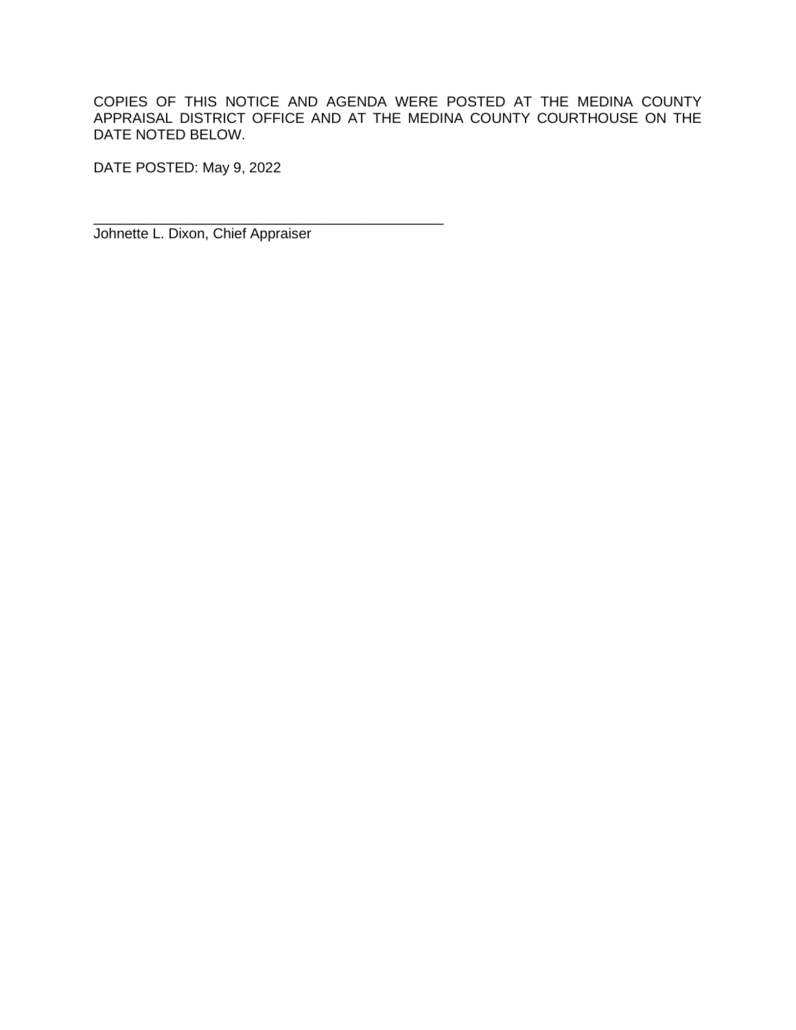COPIES OF THIS NOTICE AND AGENDA WERE POSTED AT THE MEDINA COUNTY APPRAISAL DISTRICT OFFICE AND AT THE MEDINA COUNTY COURTHOUSE ON THE DATE NOTED BELOW.

DATE POSTED: May 9, 2022

_____________________________________________

Johnette L. Dixon, Chief Appraiser